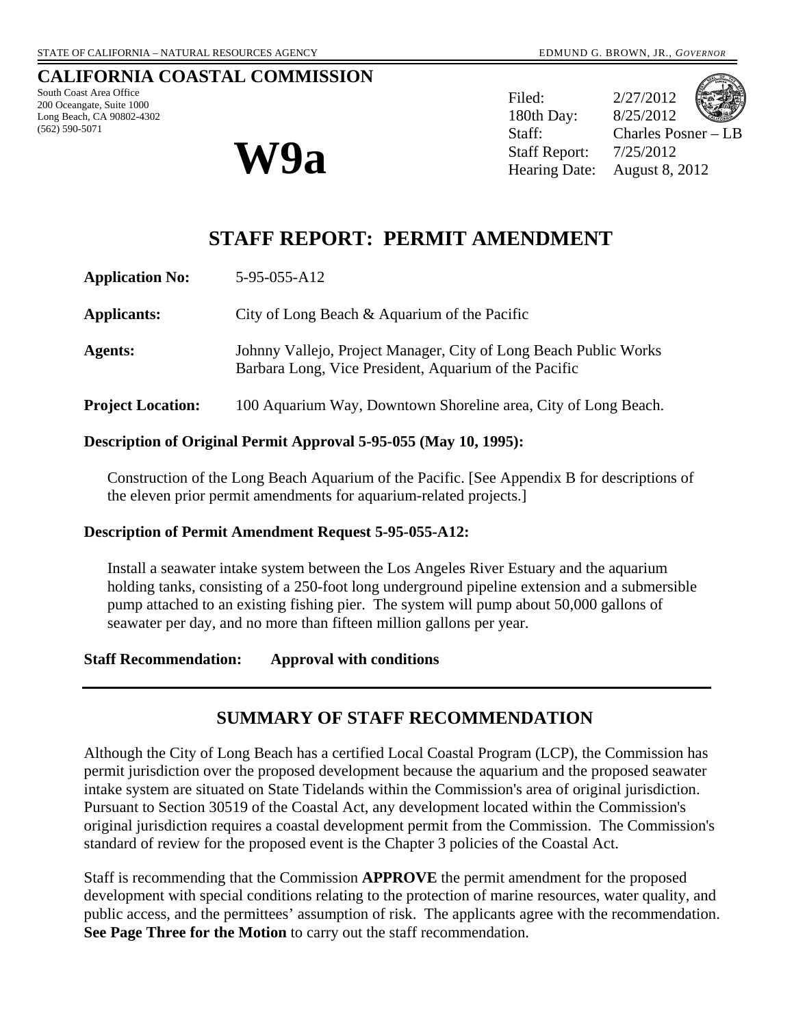STATE OF CALIFORNIA – NATURAL RESOURCES AGENCY EDMUND G. BROWN, JR., *GOVERNOR*

# CALIFORNIA COASTAL COMMISSION

South Coast Area Office
200 Oceangate, Suite 1000
Long Beach, CA 90802-4302
(562) 590-5071

# W9a

Filed: 2/27/2012
180th Day: 8/25/2012
Staff: Charles Posner – LB
Staff Report: 7/25/2012
Hearing Date: August 8, 2012

## STAFF REPORT: PERMIT AMENDMENT

**Application No:** 5-95-055-A12

**Applicants:** City of Long Beach & Aquarium of the Pacific

**Agents:** Johnny Vallejo, Project Manager, City of Long Beach Public Works
Barbara Long, Vice President, Aquarium of the Pacific

**Project Location:** 100 Aquarium Way, Downtown Shoreline area, City of Long Beach.

**Description of Original Permit Approval 5-95-055 (May 10, 1995):**

Construction of the Long Beach Aquarium of the Pacific. [See Appendix B for descriptions of the eleven prior permit amendments for aquarium-related projects.]

**Description of Permit Amendment Request 5-95-055-A12:**

Install a seawater intake system between the Los Angeles River Estuary and the aquarium holding tanks, consisting of a 250-foot long underground pipeline extension and a submersible pump attached to an existing fishing pier. The system will pump about 50,000 gallons of seawater per day, and no more than fifteen million gallons per year.

**Staff Recommendation: Approval with conditions**

---

## SUMMARY OF STAFF RECOMMENDATION

Although the City of Long Beach has a certified Local Coastal Program (LCP), the Commission has permit jurisdiction over the proposed development because the aquarium and the proposed seawater intake system are situated on State Tidelands within the Commission's area of original jurisdiction. Pursuant to Section 30519 of the Coastal Act, any development located within the Commission's original jurisdiction requires a coastal development permit from the Commission. The Commission's standard of review for the proposed event is the Chapter 3 policies of the Coastal Act.

Staff is recommending that the Commission **APPROVE** the permit amendment for the proposed development with special conditions relating to the protection of marine resources, water quality, and public access, and the permittees' assumption of risk. The applicants agree with the recommendation. **See Page Three for the Motion** to carry out the staff recommendation.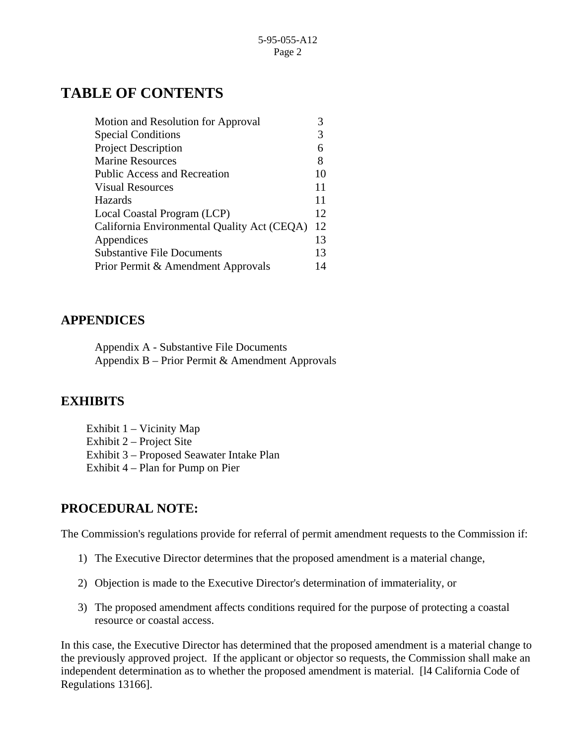# TABLE OF CONTENTS

| | |
|---|---|
| Motion and Resolution for Approval | 3 |
| Special Conditions | 3 |
| Project Description | 6 |
| Marine Resources | 8 |
| Public Access and Recreation | 10 |
| Visual Resources | 11 |
| Hazards | 11 |
| Local Coastal Program (LCP) | 12 |
| California Environmental Quality Act (CEQA) | 12 |
| Appendices | 13 |
| Substantive File Documents | 13 |
| Prior Permit & Amendment Approvals | 14 |

## APPENDICES

Appendix A - Substantive File Documents
Appendix B – Prior Permit & Amendment Approvals

## EXHIBITS

Exhibit 1 – Vicinity Map
Exhibit 2 – Project Site
Exhibit 3 – Proposed Seawater Intake Plan
Exhibit 4 – Plan for Pump on Pier

## PROCEDURAL NOTE:

The Commission's regulations provide for referral of permit amendment requests to the Commission if:

1) The Executive Director determines that the proposed amendment is a material change,

2) Objection is made to the Executive Director's determination of immateriality, or

3) The proposed amendment affects conditions required for the purpose of protecting a coastal resource or coastal access.

In this case, the Executive Director has determined that the proposed amendment is a material change to the previously approved project. If the applicant or objector so requests, the Commission shall make an independent determination as to whether the proposed amendment is material. [l4 California Code of Regulations 13166].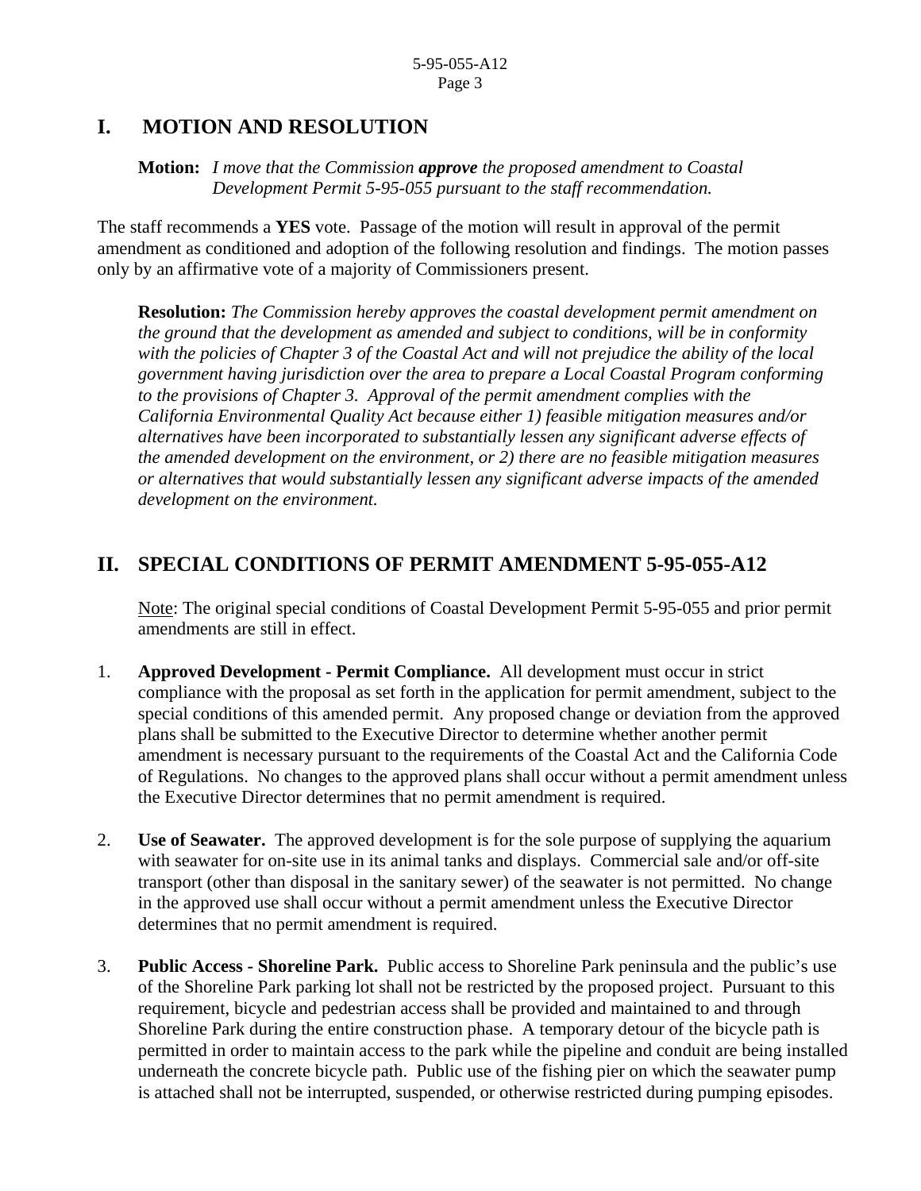## I. MOTION AND RESOLUTION

**Motion:** *I move that the Commission **approve** the proposed amendment to Coastal Development Permit 5-95-055 pursuant to the staff recommendation.*

The staff recommends a **YES** vote. Passage of the motion will result in approval of the permit amendment as conditioned and adoption of the following resolution and findings. The motion passes only by an affirmative vote of a majority of Commissioners present.

**Resolution:** *The Commission hereby approves the coastal development permit amendment on the ground that the development as amended and subject to conditions, will be in conformity with the policies of Chapter 3 of the Coastal Act and will not prejudice the ability of the local government having jurisdiction over the area to prepare a Local Coastal Program conforming to the provisions of Chapter 3. Approval of the permit amendment complies with the California Environmental Quality Act because either 1) feasible mitigation measures and/or alternatives have been incorporated to substantially lessen any significant adverse effects of the amended development on the environment, or 2) there are no feasible mitigation measures or alternatives that would substantially lessen any significant adverse impacts of the amended development on the environment.*

## II. SPECIAL CONDITIONS OF PERMIT AMENDMENT 5-95-055-A12

Note: The original special conditions of Coastal Development Permit 5-95-055 and prior permit amendments are still in effect.

1. **Approved Development - Permit Compliance.** All development must occur in strict compliance with the proposal as set forth in the application for permit amendment, subject to the special conditions of this amended permit. Any proposed change or deviation from the approved plans shall be submitted to the Executive Director to determine whether another permit amendment is necessary pursuant to the requirements of the Coastal Act and the California Code of Regulations. No changes to the approved plans shall occur without a permit amendment unless the Executive Director determines that no permit amendment is required.

2. **Use of Seawater.** The approved development is for the sole purpose of supplying the aquarium with seawater for on-site use in its animal tanks and displays. Commercial sale and/or off-site transport (other than disposal in the sanitary sewer) of the seawater is not permitted. No change in the approved use shall occur without a permit amendment unless the Executive Director determines that no permit amendment is required.

3. **Public Access - Shoreline Park.** Public access to Shoreline Park peninsula and the public's use of the Shoreline Park parking lot shall not be restricted by the proposed project. Pursuant to this requirement, bicycle and pedestrian access shall be provided and maintained to and through Shoreline Park during the entire construction phase. A temporary detour of the bicycle path is permitted in order to maintain access to the park while the pipeline and conduit are being installed underneath the concrete bicycle path. Public use of the fishing pier on which the seawater pump is attached shall not be interrupted, suspended, or otherwise restricted during pumping episodes.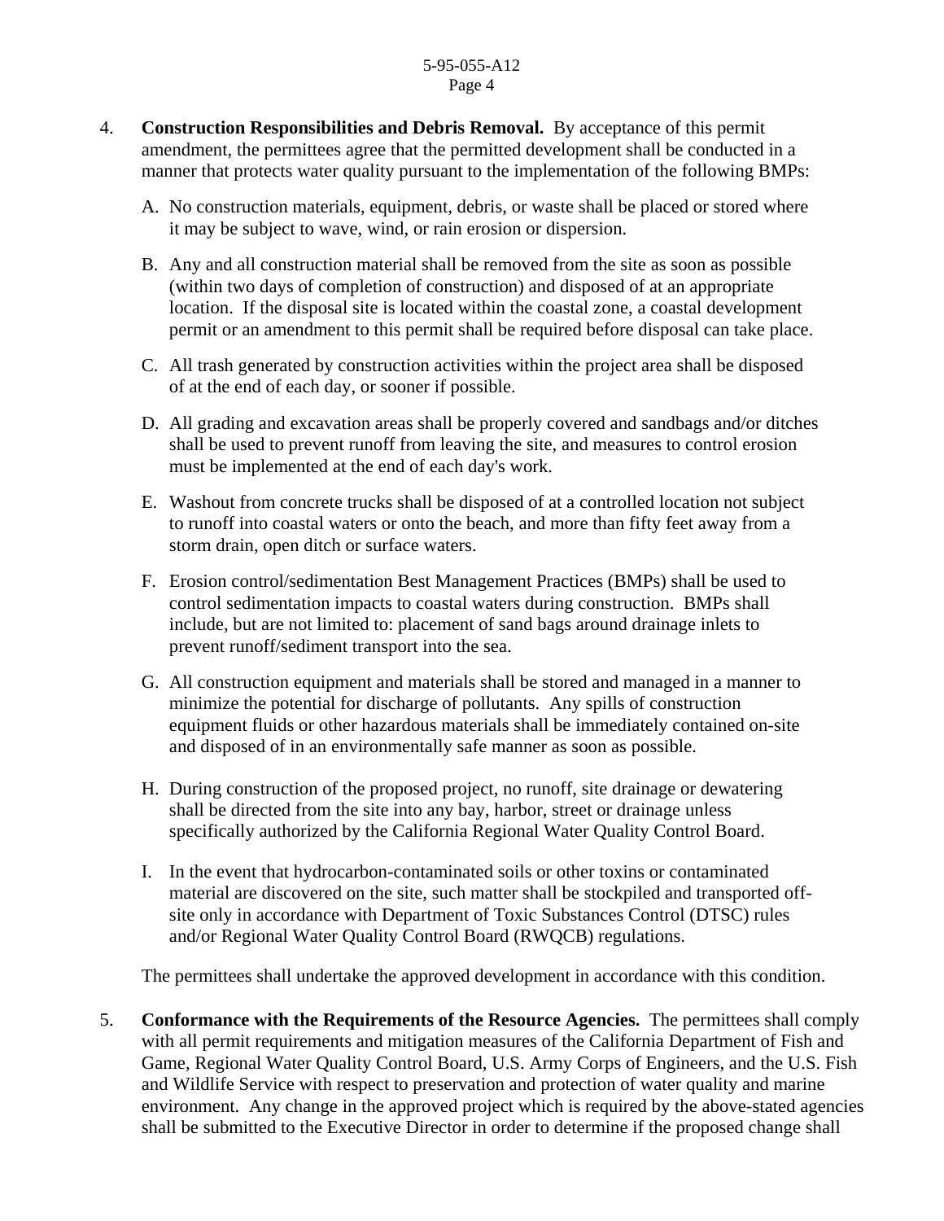4. **Construction Responsibilities and Debris Removal.** By acceptance of this permit amendment, the permittees agree that the permitted development shall be conducted in a manner that protects water quality pursuant to the implementation of the following BMPs:

   A. No construction materials, equipment, debris, or waste shall be placed or stored where it may be subject to wave, wind, or rain erosion or dispersion.

   B. Any and all construction material shall be removed from the site as soon as possible (within two days of completion of construction) and disposed of at an appropriate location. If the disposal site is located within the coastal zone, a coastal development permit or an amendment to this permit shall be required before disposal can take place.

   C. All trash generated by construction activities within the project area shall be disposed of at the end of each day, or sooner if possible.

   D. All grading and excavation areas shall be properly covered and sandbags and/or ditches shall be used to prevent runoff from leaving the site, and measures to control erosion must be implemented at the end of each day's work.

   E. Washout from concrete trucks shall be disposed of at a controlled location not subject to runoff into coastal waters or onto the beach, and more than fifty feet away from a storm drain, open ditch or surface waters.

   F. Erosion control/sedimentation Best Management Practices (BMPs) shall be used to control sedimentation impacts to coastal waters during construction. BMPs shall include, but are not limited to: placement of sand bags around drainage inlets to prevent runoff/sediment transport into the sea.

   G. All construction equipment and materials shall be stored and managed in a manner to minimize the potential for discharge of pollutants. Any spills of construction equipment fluids or other hazardous materials shall be immediately contained on-site and disposed of in an environmentally safe manner as soon as possible.

   H. During construction of the proposed project, no runoff, site drainage or dewatering shall be directed from the site into any bay, harbor, street or drainage unless specifically authorized by the California Regional Water Quality Control Board.

   I. In the event that hydrocarbon-contaminated soils or other toxins or contaminated material are discovered on the site, such matter shall be stockpiled and transported off-site only in accordance with Department of Toxic Substances Control (DTSC) rules and/or Regional Water Quality Control Board (RWQCB) regulations.

   The permittees shall undertake the approved development in accordance with this condition.

5. **Conformance with the Requirements of the Resource Agencies.** The permittees shall comply with all permit requirements and mitigation measures of the California Department of Fish and Game, Regional Water Quality Control Board, U.S. Army Corps of Engineers, and the U.S. Fish and Wildlife Service with respect to preservation and protection of water quality and marine environment. Any change in the approved project which is required by the above-stated agencies shall be submitted to the Executive Director in order to determine if the proposed change shall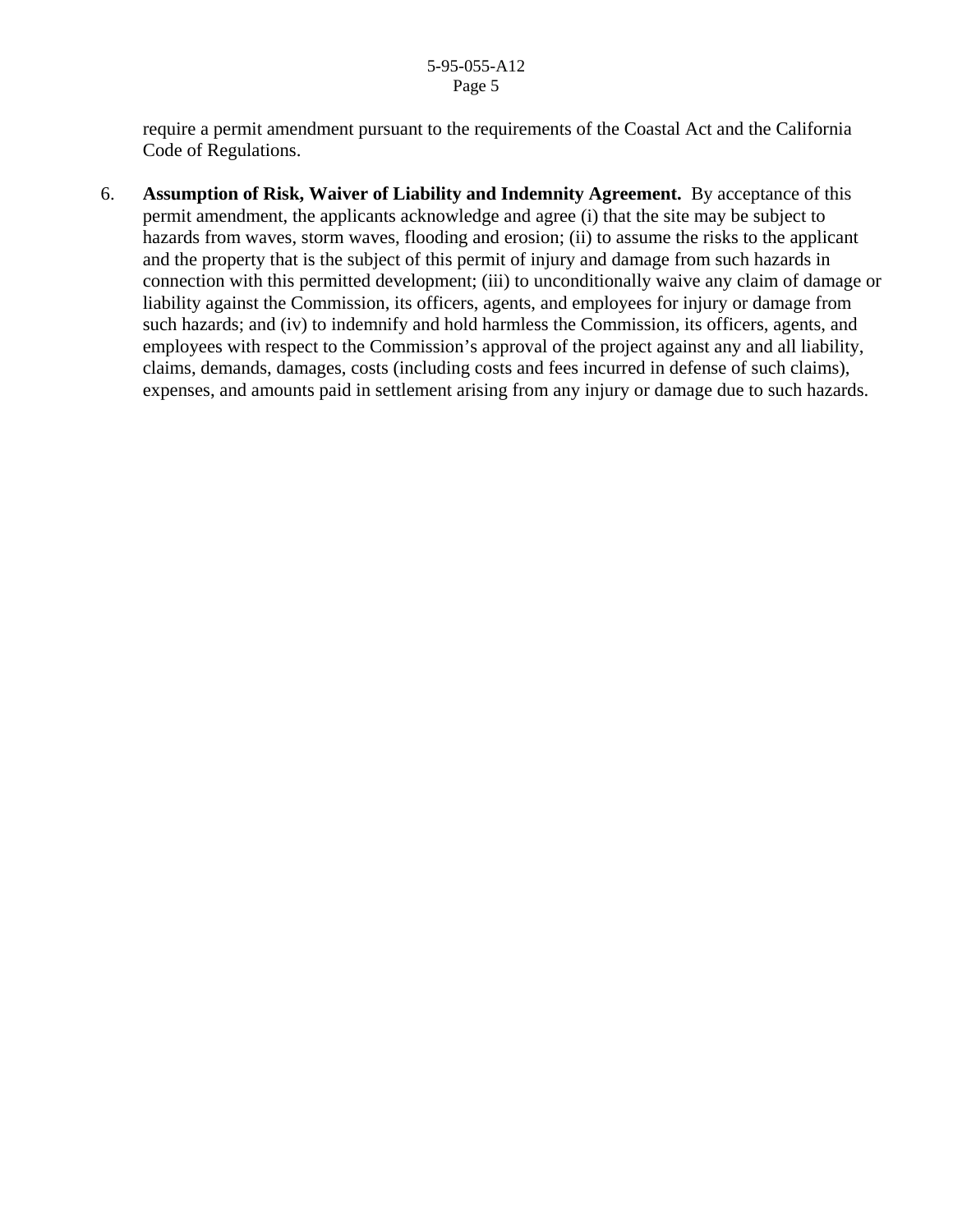require a permit amendment pursuant to the requirements of the Coastal Act and the California Code of Regulations.

6. **Assumption of Risk, Waiver of Liability and Indemnity Agreement.** By acceptance of this permit amendment, the applicants acknowledge and agree (i) that the site may be subject to hazards from waves, storm waves, flooding and erosion; (ii) to assume the risks to the applicant and the property that is the subject of this permit of injury and damage from such hazards in connection with this permitted development; (iii) to unconditionally waive any claim of damage or liability against the Commission, its officers, agents, and employees for injury or damage from such hazards; and (iv) to indemnify and hold harmless the Commission, its officers, agents, and employees with respect to the Commission's approval of the project against any and all liability, claims, demands, damages, costs (including costs and fees incurred in defense of such claims), expenses, and amounts paid in settlement arising from any injury or damage due to such hazards.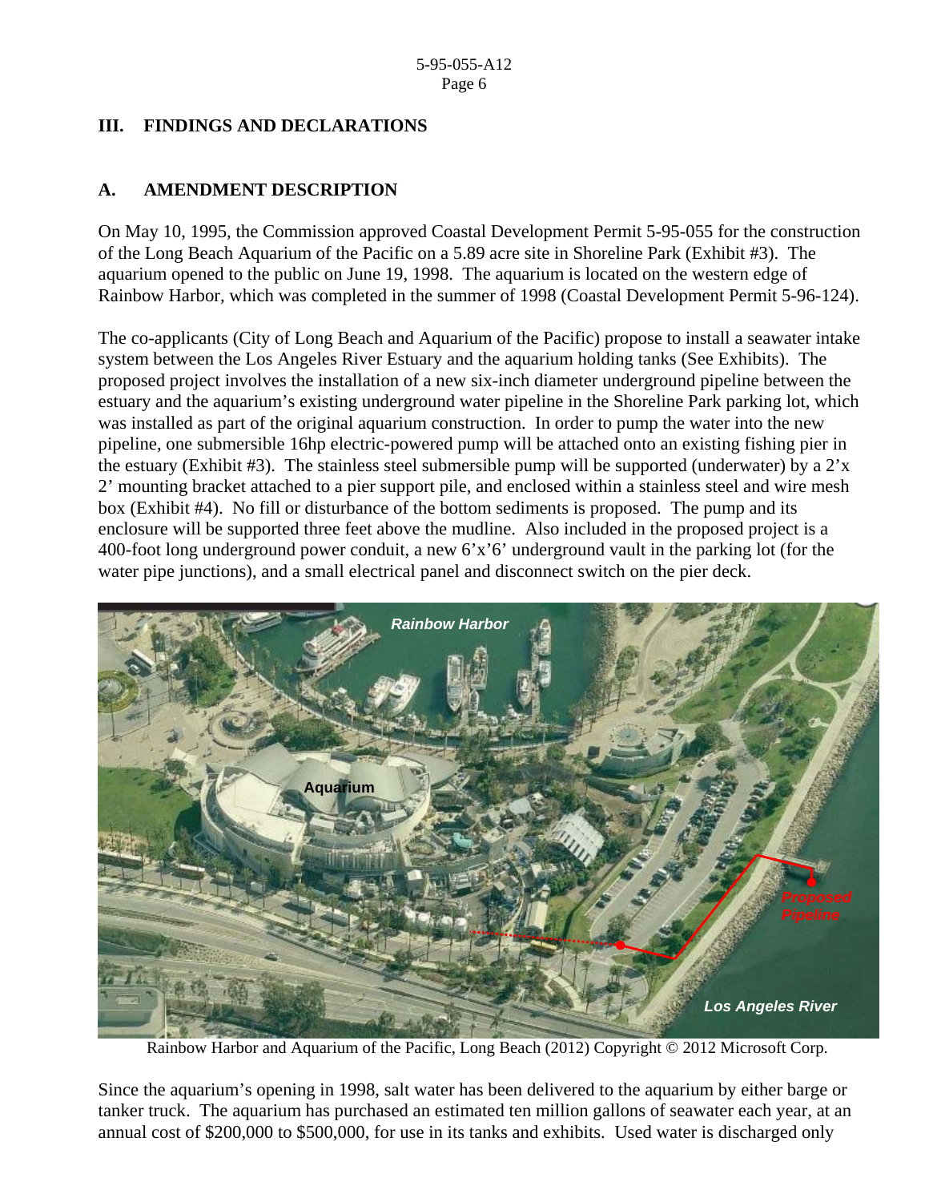## III. FINDINGS AND DECLARATIONS

### A. AMENDMENT DESCRIPTION

On May 10, 1995, the Commission approved Coastal Development Permit 5-95-055 for the construction of the Long Beach Aquarium of the Pacific on a 5.89 acre site in Shoreline Park (Exhibit #3). The aquarium opened to the public on June 19, 1998. The aquarium is located on the western edge of Rainbow Harbor, which was completed in the summer of 1998 (Coastal Development Permit 5-96-124).

The co-applicants (City of Long Beach and Aquarium of the Pacific) propose to install a seawater intake system between the Los Angeles River Estuary and the aquarium holding tanks (See Exhibits). The proposed project involves the installation of a new six-inch diameter underground pipeline between the estuary and the aquarium's existing underground water pipeline in the Shoreline Park parking lot, which was installed as part of the original aquarium construction. In order to pump the water into the new pipeline, one submersible 16hp electric-powered pump will be attached onto an existing fishing pier in the estuary (Exhibit #3). The stainless steel submersible pump will be supported (underwater) by a 2'x 2' mounting bracket attached to a pier support pile, and enclosed within a stainless steel and wire mesh box (Exhibit #4). No fill or disturbance of the bottom sediments is proposed. The pump and its enclosure will be supported three feet above the mudline. Also included in the proposed project is a 400-foot long underground power conduit, a new 6'x'6' underground vault in the parking lot (for the water pipe junctions), and a small electrical panel and disconnect switch on the pier deck.

Rainbow Harbor and Aquarium of the Pacific, Long Beach (2012) Copyright © 2012 Microsoft Corp.

Since the aquarium's opening in 1998, salt water has been delivered to the aquarium by either barge or tanker truck. The aquarium has purchased an estimated ten million gallons of seawater each year, at an annual cost of $200,000 to $500,000, for use in its tanks and exhibits. Used water is discharged only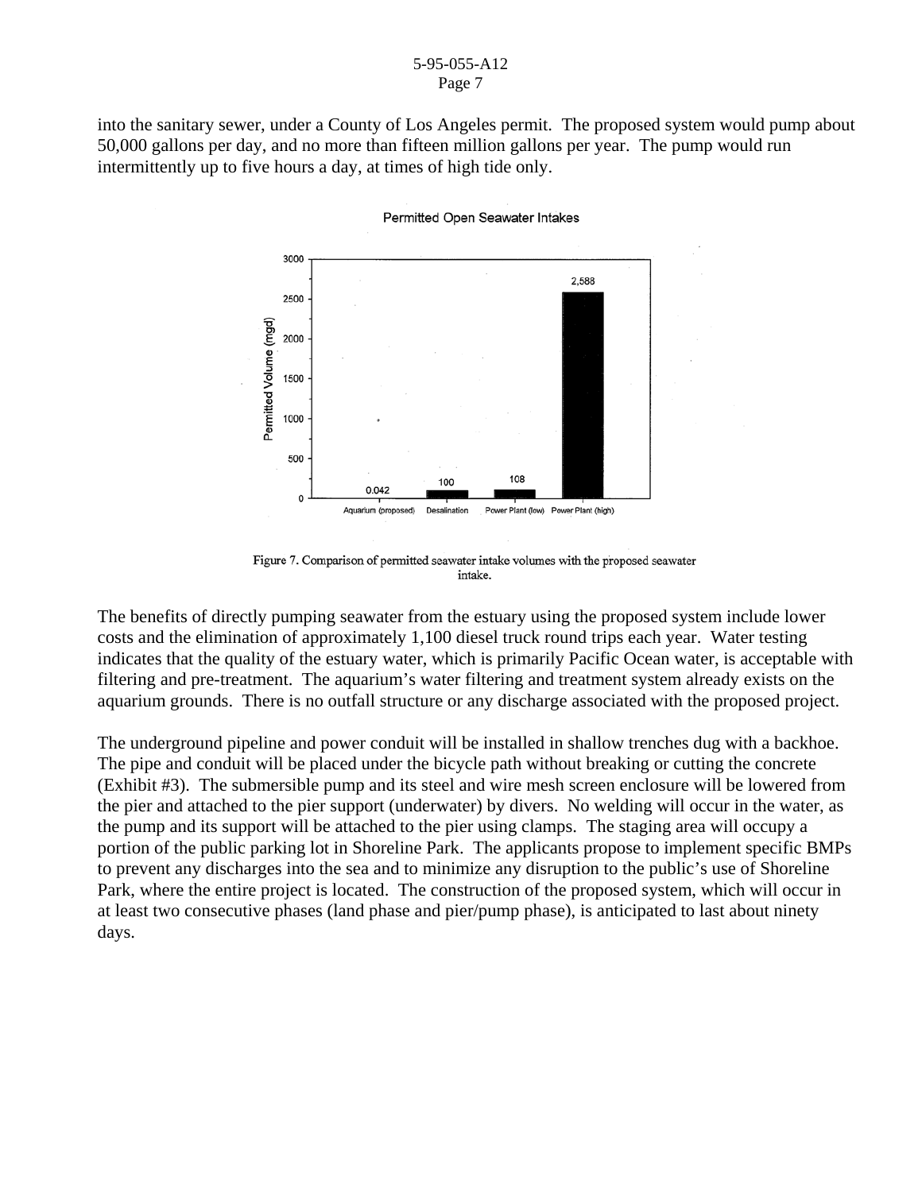into the sanitary sewer, under a County of Los Angeles permit. The proposed system would pump about 50,000 gallons per day, and no more than fifteen million gallons per year. The pump would run intermittently up to five hours a day, at times of high tide only.

Figure 7. Comparison of permitted seawater intake volumes with the proposed seawater intake.

The benefits of directly pumping seawater from the estuary using the proposed system include lower costs and the elimination of approximately 1,100 diesel truck round trips each year. Water testing indicates that the quality of the estuary water, which is primarily Pacific Ocean water, is acceptable with filtering and pre-treatment. The aquarium's water filtering and treatment system already exists on the aquarium grounds. There is no outfall structure or any discharge associated with the proposed project.

The underground pipeline and power conduit will be installed in shallow trenches dug with a backhoe. The pipe and conduit will be placed under the bicycle path without breaking or cutting the concrete (Exhibit #3). The submersible pump and its steel and wire mesh screen enclosure will be lowered from the pier and attached to the pier support (underwater) by divers. No welding will occur in the water, as the pump and its support will be attached to the pier using clamps. The staging area will occupy a portion of the public parking lot in Shoreline Park. The applicants propose to implement specific BMPs to prevent any discharges into the sea and to minimize any disruption to the public's use of Shoreline Park, where the entire project is located. The construction of the proposed system, which will occur in at least two consecutive phases (land phase and pier/pump phase), is anticipated to last about ninety days.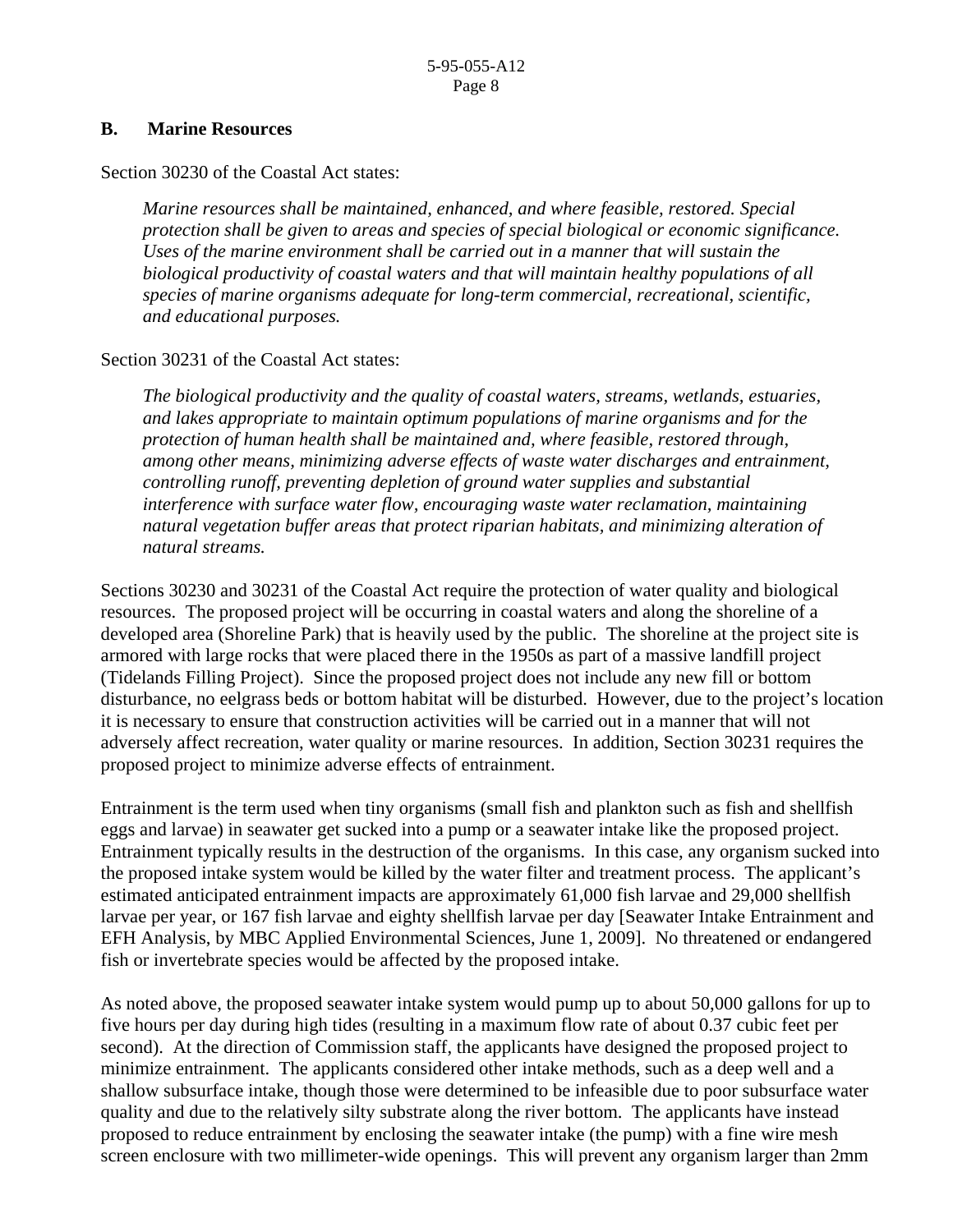## B. Marine Resources

Section 30230 of the Coastal Act states:

> *Marine resources shall be maintained, enhanced, and where feasible, restored. Special protection shall be given to areas and species of special biological or economic significance. Uses of the marine environment shall be carried out in a manner that will sustain the biological productivity of coastal waters and that will maintain healthy populations of all species of marine organisms adequate for long-term commercial, recreational, scientific, and educational purposes.*

Section 30231 of the Coastal Act states:

> *The biological productivity and the quality of coastal waters, streams, wetlands, estuaries, and lakes appropriate to maintain optimum populations of marine organisms and for the protection of human health shall be maintained and, where feasible, restored through, among other means, minimizing adverse effects of waste water discharges and entrainment, controlling runoff, preventing depletion of ground water supplies and substantial interference with surface water flow, encouraging waste water reclamation, maintaining natural vegetation buffer areas that protect riparian habitats, and minimizing alteration of natural streams.*

Sections 30230 and 30231 of the Coastal Act require the protection of water quality and biological resources. The proposed project will be occurring in coastal waters and along the shoreline of a developed area (Shoreline Park) that is heavily used by the public. The shoreline at the project site is armored with large rocks that were placed there in the 1950s as part of a massive landfill project (Tidelands Filling Project). Since the proposed project does not include any new fill or bottom disturbance, no eelgrass beds or bottom habitat will be disturbed. However, due to the project's location it is necessary to ensure that construction activities will be carried out in a manner that will not adversely affect recreation, water quality or marine resources. In addition, Section 30231 requires the proposed project to minimize adverse effects of entrainment.

Entrainment is the term used when tiny organisms (small fish and plankton such as fish and shellfish eggs and larvae) in seawater get sucked into a pump or a seawater intake like the proposed project. Entrainment typically results in the destruction of the organisms. In this case, any organism sucked into the proposed intake system would be killed by the water filter and treatment process. The applicant's estimated anticipated entrainment impacts are approximately 61,000 fish larvae and 29,000 shellfish larvae per year, or 167 fish larvae and eighty shellfish larvae per day [Seawater Intake Entrainment and EFH Analysis, by MBC Applied Environmental Sciences, June 1, 2009]. No threatened or endangered fish or invertebrate species would be affected by the proposed intake.

As noted above, the proposed seawater intake system would pump up to about 50,000 gallons for up to five hours per day during high tides (resulting in a maximum flow rate of about 0.37 cubic feet per second). At the direction of Commission staff, the applicants have designed the proposed project to minimize entrainment. The applicants considered other intake methods, such as a deep well and a shallow subsurface intake, though those were determined to be infeasible due to poor subsurface water quality and due to the relatively silty substrate along the river bottom. The applicants have instead proposed to reduce entrainment by enclosing the seawater intake (the pump) with a fine wire mesh screen enclosure with two millimeter-wide openings. This will prevent any organism larger than 2mm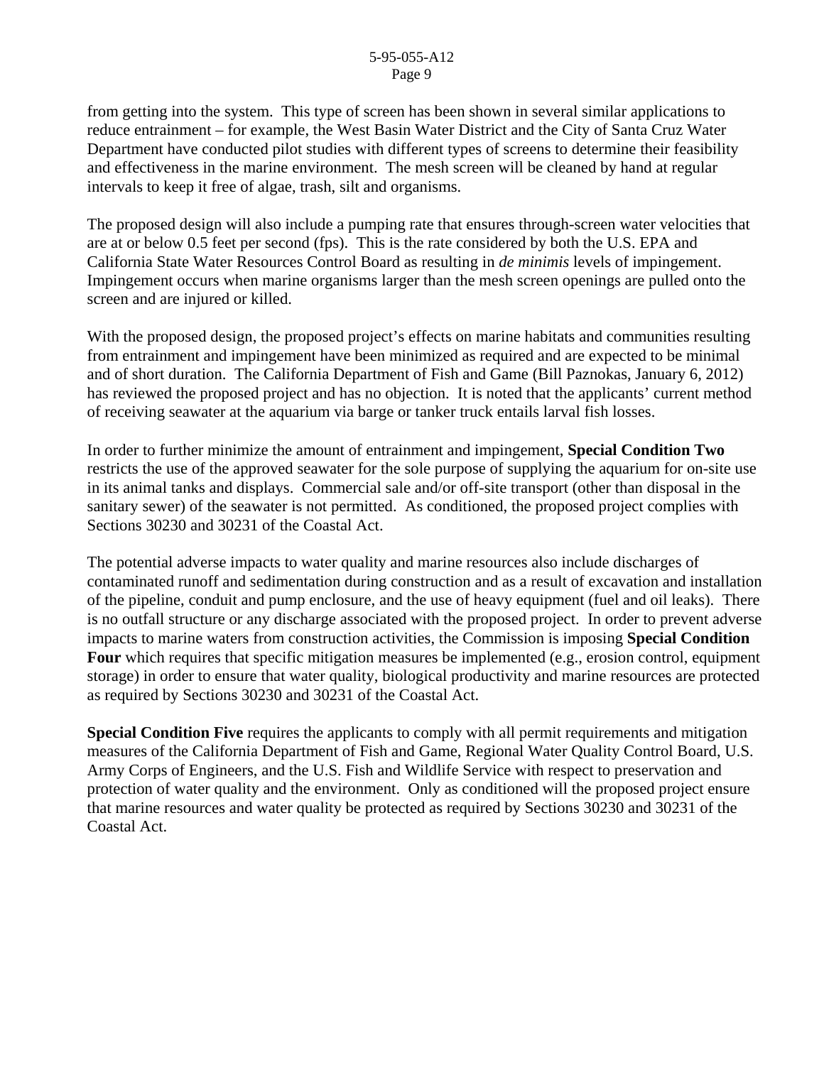from getting into the system. This type of screen has been shown in several similar applications to reduce entrainment – for example, the West Basin Water District and the City of Santa Cruz Water Department have conducted pilot studies with different types of screens to determine their feasibility and effectiveness in the marine environment. The mesh screen will be cleaned by hand at regular intervals to keep it free of algae, trash, silt and organisms.

The proposed design will also include a pumping rate that ensures through-screen water velocities that are at or below 0.5 feet per second (fps). This is the rate considered by both the U.S. EPA and California State Water Resources Control Board as resulting in *de minimis* levels of impingement. Impingement occurs when marine organisms larger than the mesh screen openings are pulled onto the screen and are injured or killed.

With the proposed design, the proposed project's effects on marine habitats and communities resulting from entrainment and impingement have been minimized as required and are expected to be minimal and of short duration. The California Department of Fish and Game (Bill Paznokas, January 6, 2012) has reviewed the proposed project and has no objection. It is noted that the applicants' current method of receiving seawater at the aquarium via barge or tanker truck entails larval fish losses.

In order to further minimize the amount of entrainment and impingement, **Special Condition Two** restricts the use of the approved seawater for the sole purpose of supplying the aquarium for on-site use in its animal tanks and displays. Commercial sale and/or off-site transport (other than disposal in the sanitary sewer) of the seawater is not permitted. As conditioned, the proposed project complies with Sections 30230 and 30231 of the Coastal Act.

The potential adverse impacts to water quality and marine resources also include discharges of contaminated runoff and sedimentation during construction and as a result of excavation and installation of the pipeline, conduit and pump enclosure, and the use of heavy equipment (fuel and oil leaks). There is no outfall structure or any discharge associated with the proposed project. In order to prevent adverse impacts to marine waters from construction activities, the Commission is imposing **Special Condition Four** which requires that specific mitigation measures be implemented (e.g., erosion control, equipment storage) in order to ensure that water quality, biological productivity and marine resources are protected as required by Sections 30230 and 30231 of the Coastal Act.

**Special Condition Five** requires the applicants to comply with all permit requirements and mitigation measures of the California Department of Fish and Game, Regional Water Quality Control Board, U.S. Army Corps of Engineers, and the U.S. Fish and Wildlife Service with respect to preservation and protection of water quality and the environment. Only as conditioned will the proposed project ensure that marine resources and water quality be protected as required by Sections 30230 and 30231 of the Coastal Act.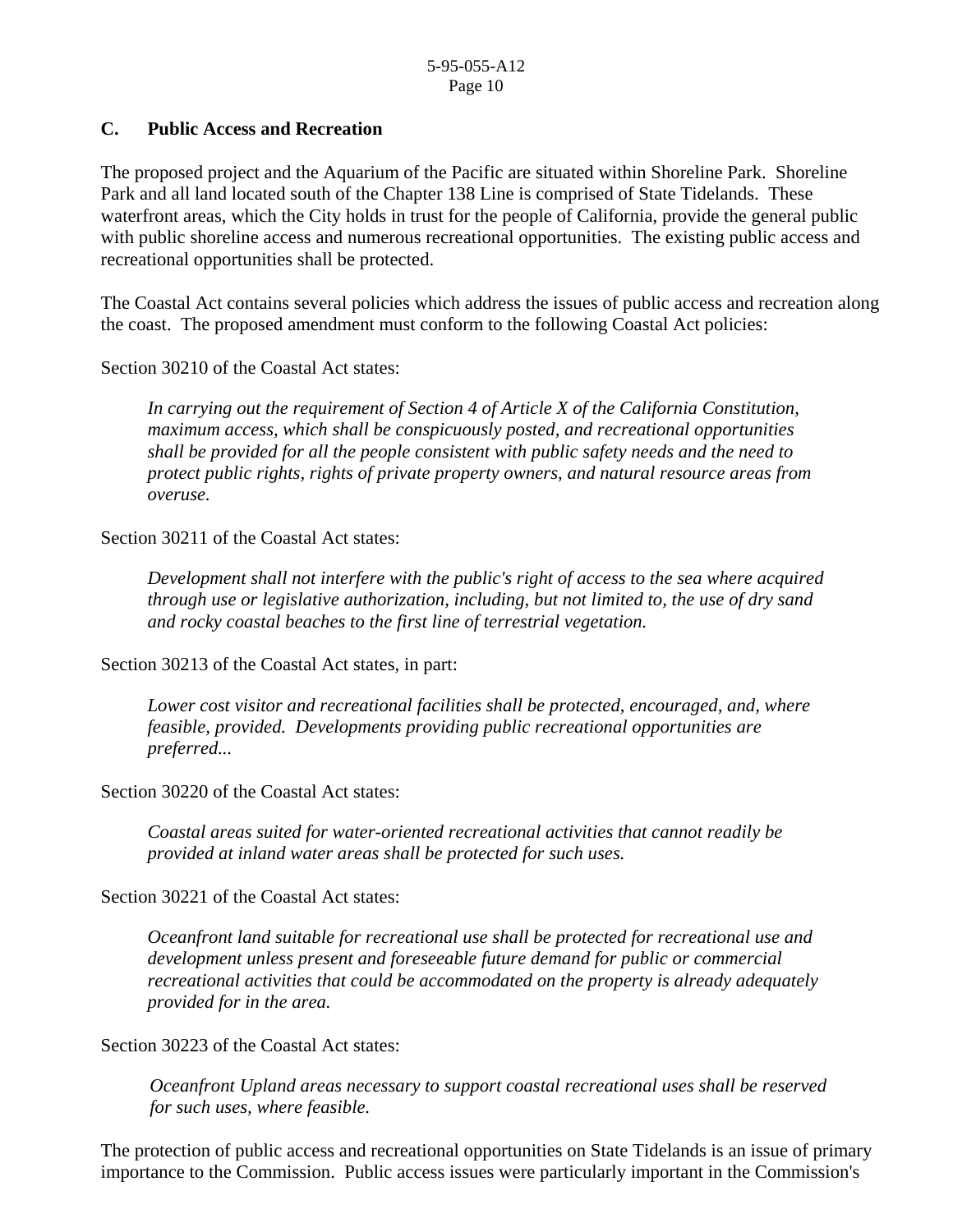### C. Public Access and Recreation

The proposed project and the Aquarium of the Pacific are situated within Shoreline Park. Shoreline Park and all land located south of the Chapter 138 Line is comprised of State Tidelands. These waterfront areas, which the City holds in trust for the people of California, provide the general public with public shoreline access and numerous recreational opportunities. The existing public access and recreational opportunities shall be protected.

The Coastal Act contains several policies which address the issues of public access and recreation along the coast. The proposed amendment must conform to the following Coastal Act policies:

Section 30210 of the Coastal Act states:

> *In carrying out the requirement of Section 4 of Article X of the California Constitution, maximum access, which shall be conspicuously posted, and recreational opportunities shall be provided for all the people consistent with public safety needs and the need to protect public rights, rights of private property owners, and natural resource areas from overuse.*

Section 30211 of the Coastal Act states:

> *Development shall not interfere with the public's right of access to the sea where acquired through use or legislative authorization, including, but not limited to, the use of dry sand and rocky coastal beaches to the first line of terrestrial vegetation.*

Section 30213 of the Coastal Act states, in part:

> *Lower cost visitor and recreational facilities shall be protected, encouraged, and, where feasible, provided. Developments providing public recreational opportunities are preferred...*

Section 30220 of the Coastal Act states:

> *Coastal areas suited for water-oriented recreational activities that cannot readily be provided at inland water areas shall be protected for such uses.*

Section 30221 of the Coastal Act states:

> *Oceanfront land suitable for recreational use shall be protected for recreational use and development unless present and foreseeable future demand for public or commercial recreational activities that could be accommodated on the property is already adequately provided for in the area.*

Section 30223 of the Coastal Act states:

> *Oceanfront Upland areas necessary to support coastal recreational uses shall be reserved for such uses, where feasible.*

The protection of public access and recreational opportunities on State Tidelands is an issue of primary importance to the Commission. Public access issues were particularly important in the Commission's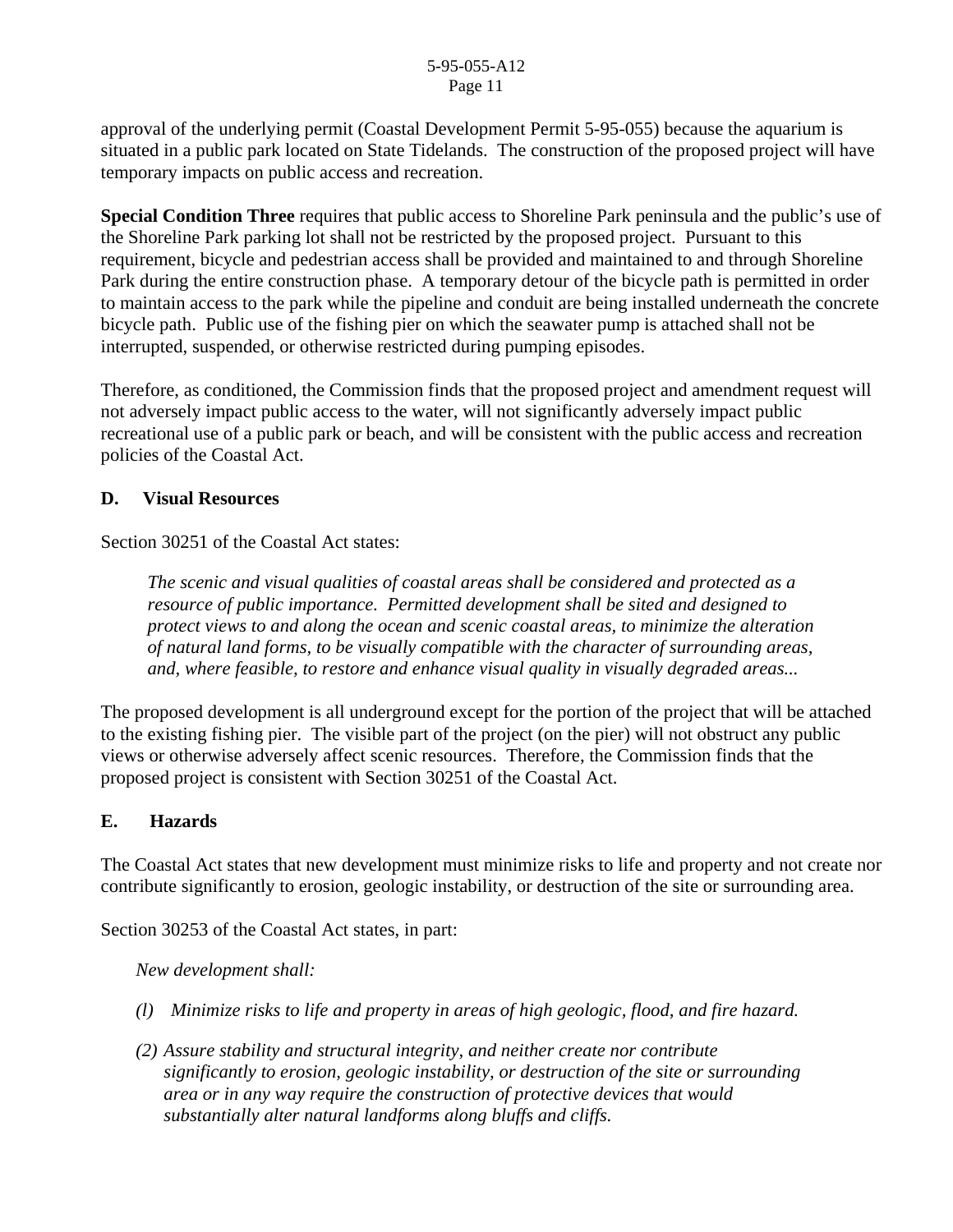approval of the underlying permit (Coastal Development Permit 5-95-055) because the aquarium is situated in a public park located on State Tidelands. The construction of the proposed project will have temporary impacts on public access and recreation.

**Special Condition Three** requires that public access to Shoreline Park peninsula and the public's use of the Shoreline Park parking lot shall not be restricted by the proposed project. Pursuant to this requirement, bicycle and pedestrian access shall be provided and maintained to and through Shoreline Park during the entire construction phase. A temporary detour of the bicycle path is permitted in order to maintain access to the park while the pipeline and conduit are being installed underneath the concrete bicycle path. Public use of the fishing pier on which the seawater pump is attached shall not be interrupted, suspended, or otherwise restricted during pumping episodes.

Therefore, as conditioned, the Commission finds that the proposed project and amendment request will not adversely impact public access to the water, will not significantly adversely impact public recreational use of a public park or beach, and will be consistent with the public access and recreation policies of the Coastal Act.

### D. Visual Resources

Section 30251 of the Coastal Act states:

> *The scenic and visual qualities of coastal areas shall be considered and protected as a resource of public importance. Permitted development shall be sited and designed to protect views to and along the ocean and scenic coastal areas, to minimize the alteration of natural land forms, to be visually compatible with the character of surrounding areas, and, where feasible, to restore and enhance visual quality in visually degraded areas...*

The proposed development is all underground except for the portion of the project that will be attached to the existing fishing pier. The visible part of the project (on the pier) will not obstruct any public views or otherwise adversely affect scenic resources. Therefore, the Commission finds that the proposed project is consistent with Section 30251 of the Coastal Act.

### E. Hazards

The Coastal Act states that new development must minimize risks to life and property and not create nor contribute significantly to erosion, geologic instability, or destruction of the site or surrounding area.

Section 30253 of the Coastal Act states, in part:

> *New development shall:*
>
> *(l) Minimize risks to life and property in areas of high geologic, flood, and fire hazard.*
>
> *(2) Assure stability and structural integrity, and neither create nor contribute significantly to erosion, geologic instability, or destruction of the site or surrounding area or in any way require the construction of protective devices that would substantially alter natural landforms along bluffs and cliffs.*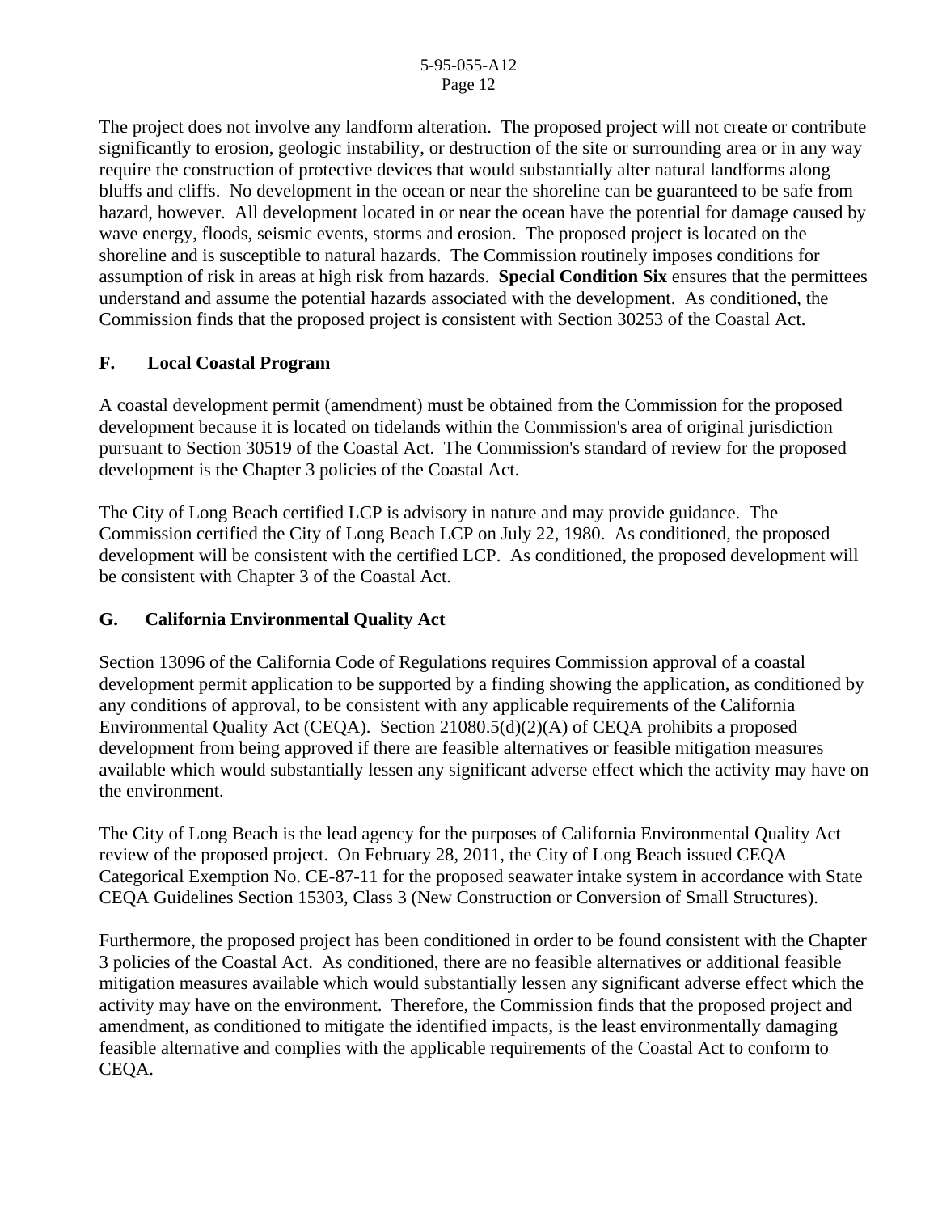The project does not involve any landform alteration. The proposed project will not create or contribute significantly to erosion, geologic instability, or destruction of the site or surrounding area or in any way require the construction of protective devices that would substantially alter natural landforms along bluffs and cliffs. No development in the ocean or near the shoreline can be guaranteed to be safe from hazard, however. All development located in or near the ocean have the potential for damage caused by wave energy, floods, seismic events, storms and erosion. The proposed project is located on the shoreline and is susceptible to natural hazards. The Commission routinely imposes conditions for assumption of risk in areas at high risk from hazards. **Special Condition Six** ensures that the permittees understand and assume the potential hazards associated with the development. As conditioned, the Commission finds that the proposed project is consistent with Section 30253 of the Coastal Act.

## F. Local Coastal Program

A coastal development permit (amendment) must be obtained from the Commission for the proposed development because it is located on tidelands within the Commission's area of original jurisdiction pursuant to Section 30519 of the Coastal Act. The Commission's standard of review for the proposed development is the Chapter 3 policies of the Coastal Act.

The City of Long Beach certified LCP is advisory in nature and may provide guidance. The Commission certified the City of Long Beach LCP on July 22, 1980. As conditioned, the proposed development will be consistent with the certified LCP. As conditioned, the proposed development will be consistent with Chapter 3 of the Coastal Act.

## G. California Environmental Quality Act

Section 13096 of the California Code of Regulations requires Commission approval of a coastal development permit application to be supported by a finding showing the application, as conditioned by any conditions of approval, to be consistent with any applicable requirements of the California Environmental Quality Act (CEQA). Section 21080.5(d)(2)(A) of CEQA prohibits a proposed development from being approved if there are feasible alternatives or feasible mitigation measures available which would substantially lessen any significant adverse effect which the activity may have on the environment.

The City of Long Beach is the lead agency for the purposes of California Environmental Quality Act review of the proposed project. On February 28, 2011, the City of Long Beach issued CEQA Categorical Exemption No. CE-87-11 for the proposed seawater intake system in accordance with State CEQA Guidelines Section 15303, Class 3 (New Construction or Conversion of Small Structures).

Furthermore, the proposed project has been conditioned in order to be found consistent with the Chapter 3 policies of the Coastal Act. As conditioned, there are no feasible alternatives or additional feasible mitigation measures available which would substantially lessen any significant adverse effect which the activity may have on the environment. Therefore, the Commission finds that the proposed project and amendment, as conditioned to mitigate the identified impacts, is the least environmentally damaging feasible alternative and complies with the applicable requirements of the Coastal Act to conform to CEQA.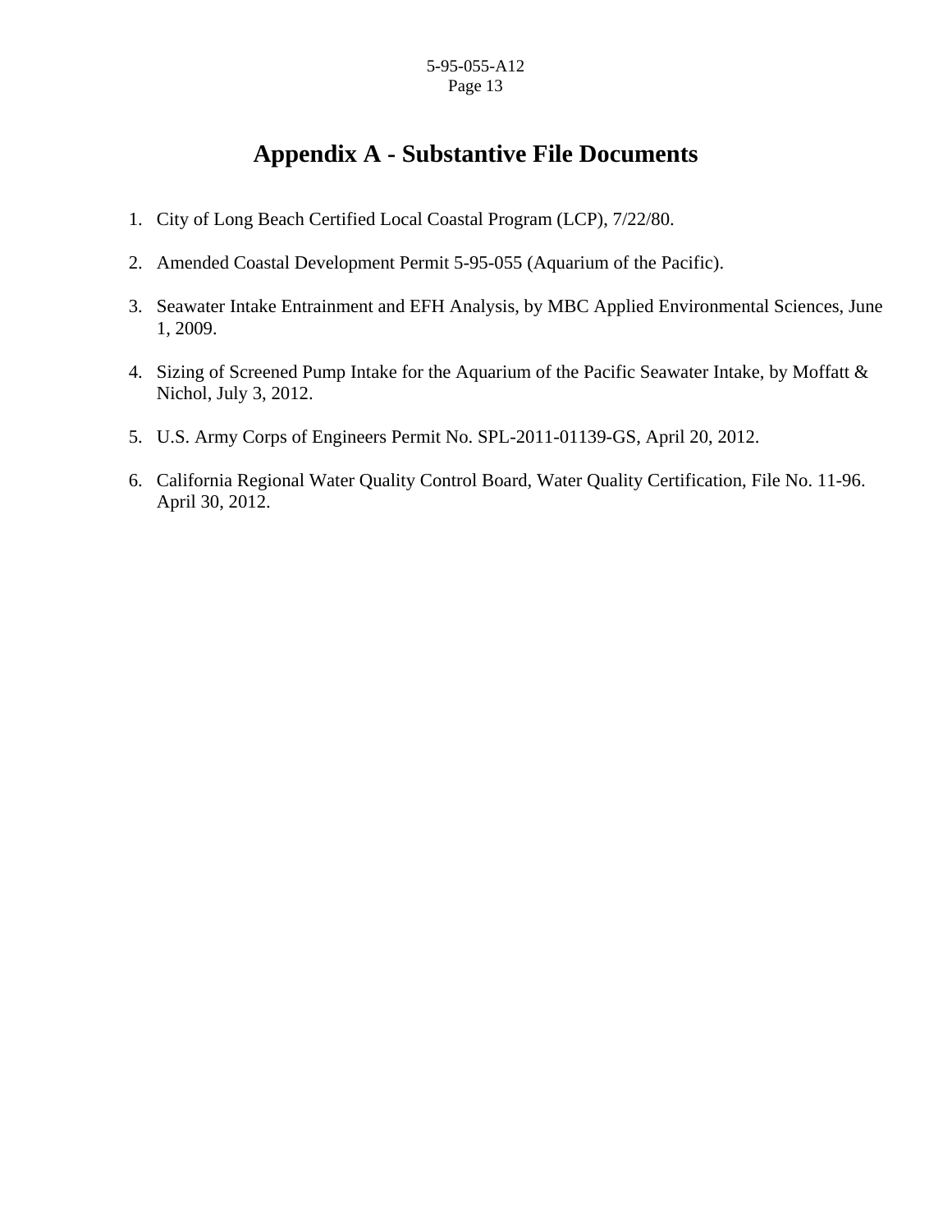# Appendix A - Substantive File Documents

1. City of Long Beach Certified Local Coastal Program (LCP), 7/22/80.

2. Amended Coastal Development Permit 5-95-055 (Aquarium of the Pacific).

3. Seawater Intake Entrainment and EFH Analysis, by MBC Applied Environmental Sciences, June 1, 2009.

4. Sizing of Screened Pump Intake for the Aquarium of the Pacific Seawater Intake, by Moffatt & Nichol, July 3, 2012.

5. U.S. Army Corps of Engineers Permit No. SPL-2011-01139-GS, April 20, 2012.

6. California Regional Water Quality Control Board, Water Quality Certification, File No. 11-96. April 30, 2012.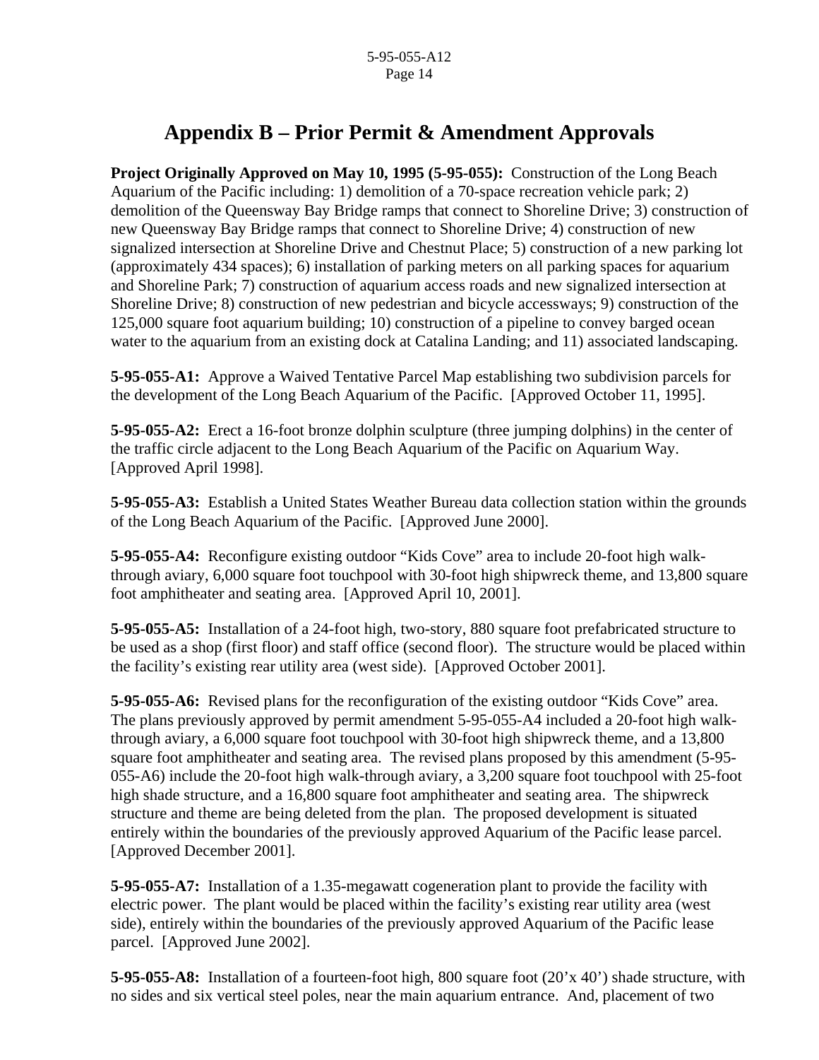# Appendix B – Prior Permit & Amendment Approvals

**Project Originally Approved on May 10, 1995 (5-95-055):** Construction of the Long Beach Aquarium of the Pacific including: 1) demolition of a 70-space recreation vehicle park; 2) demolition of the Queensway Bay Bridge ramps that connect to Shoreline Drive; 3) construction of new Queensway Bay Bridge ramps that connect to Shoreline Drive; 4) construction of new signalized intersection at Shoreline Drive and Chestnut Place; 5) construction of a new parking lot (approximately 434 spaces); 6) installation of parking meters on all parking spaces for aquarium and Shoreline Park; 7) construction of aquarium access roads and new signalized intersection at Shoreline Drive; 8) construction of new pedestrian and bicycle accessways; 9) construction of the 125,000 square foot aquarium building; 10) construction of a pipeline to convey barged ocean water to the aquarium from an existing dock at Catalina Landing; and 11) associated landscaping.

**5-95-055-A1:** Approve a Waived Tentative Parcel Map establishing two subdivision parcels for the development of the Long Beach Aquarium of the Pacific. [Approved October 11, 1995].

**5-95-055-A2:** Erect a 16-foot bronze dolphin sculpture (three jumping dolphins) in the center of the traffic circle adjacent to the Long Beach Aquarium of the Pacific on Aquarium Way. [Approved April 1998].

**5-95-055-A3:** Establish a United States Weather Bureau data collection station within the grounds of the Long Beach Aquarium of the Pacific. [Approved June 2000].

**5-95-055-A4:** Reconfigure existing outdoor "Kids Cove" area to include 20-foot high walk-through aviary, 6,000 square foot touchpool with 30-foot high shipwreck theme, and 13,800 square foot amphitheater and seating area. [Approved April 10, 2001].

**5-95-055-A5:** Installation of a 24-foot high, two-story, 880 square foot prefabricated structure to be used as a shop (first floor) and staff office (second floor). The structure would be placed within the facility's existing rear utility area (west side). [Approved October 2001].

**5-95-055-A6:** Revised plans for the reconfiguration of the existing outdoor "Kids Cove" area. The plans previously approved by permit amendment 5-95-055-A4 included a 20-foot high walk-through aviary, a 6,000 square foot touchpool with 30-foot high shipwreck theme, and a 13,800 square foot amphitheater and seating area. The revised plans proposed by this amendment (5-95-055-A6) include the 20-foot high walk-through aviary, a 3,200 square foot touchpool with 25-foot high shade structure, and a 16,800 square foot amphitheater and seating area. The shipwreck structure and theme are being deleted from the plan. The proposed development is situated entirely within the boundaries of the previously approved Aquarium of the Pacific lease parcel. [Approved December 2001].

**5-95-055-A7:** Installation of a 1.35-megawatt cogeneration plant to provide the facility with electric power. The plant would be placed within the facility's existing rear utility area (west side), entirely within the boundaries of the previously approved Aquarium of the Pacific lease parcel. [Approved June 2002].

**5-95-055-A8:** Installation of a fourteen-foot high, 800 square foot (20'x 40') shade structure, with no sides and six vertical steel poles, near the main aquarium entrance. And, placement of two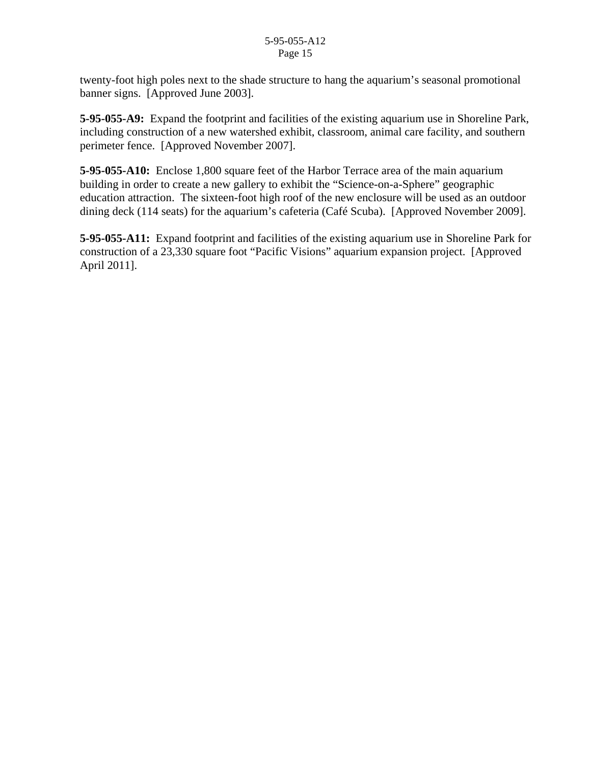twenty-foot high poles next to the shade structure to hang the aquarium's seasonal promotional banner signs. [Approved June 2003].

**5-95-055-A9:** Expand the footprint and facilities of the existing aquarium use in Shoreline Park, including construction of a new watershed exhibit, classroom, animal care facility, and southern perimeter fence. [Approved November 2007].

**5-95-055-A10:** Enclose 1,800 square feet of the Harbor Terrace area of the main aquarium building in order to create a new gallery to exhibit the "Science-on-a-Sphere" geographic education attraction. The sixteen-foot high roof of the new enclosure will be used as an outdoor dining deck (114 seats) for the aquarium's cafeteria (Café Scuba). [Approved November 2009].

**5-95-055-A11:** Expand footprint and facilities of the existing aquarium use in Shoreline Park for construction of a 23,330 square foot "Pacific Visions" aquarium expansion project. [Approved April 2011].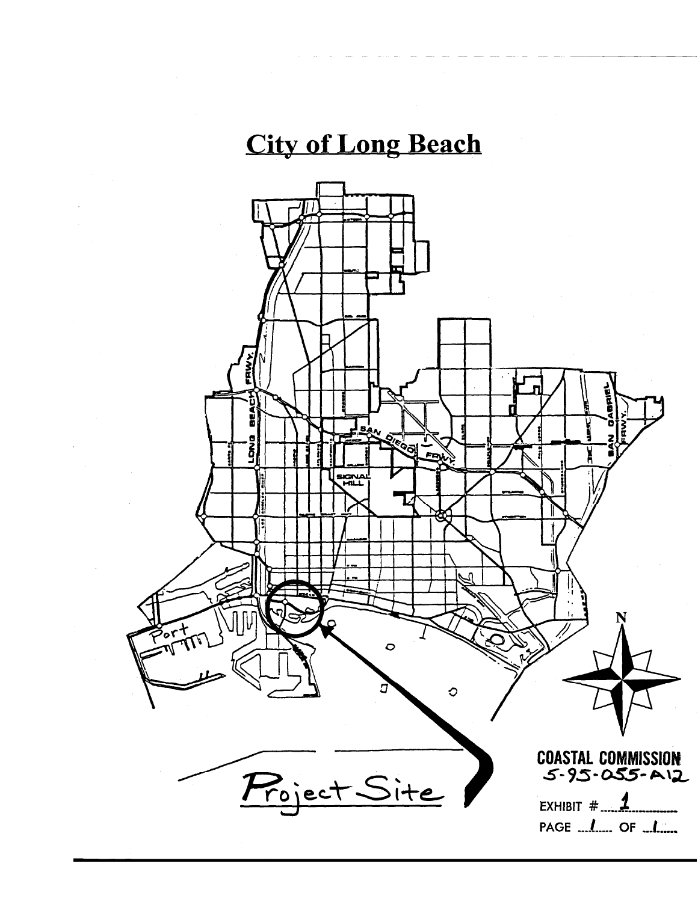# City of Long Beach

Project Site

COASTAL COMMISSION
5-95-055-A12

EXHIBIT # 1

PAGE 1 OF 1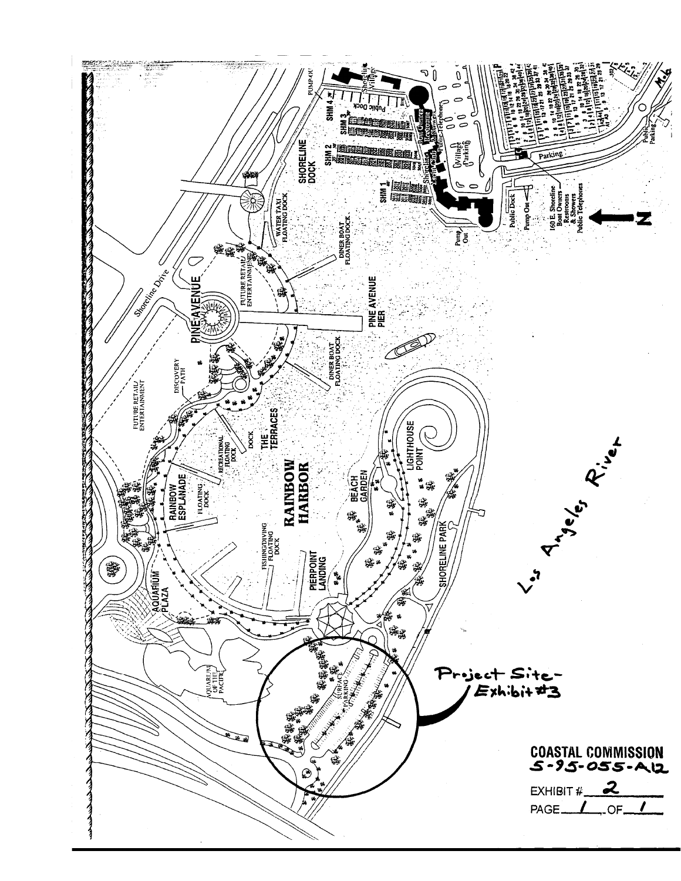Shoreline Drive

PINE AVENUE

FUTURE RETAIL/ ENTERTAINMENT

DISCOVERY PATH

FUTURE RETAIL/ ENTERTAINMENT

WATER TAXI FLOATING DOCK

DINER BOAT FLOATING DOCK

PINE AVENUE PIER

DINER BOAT FLOATING DOCK

SHORELINE DOCK

SHM 1

SHM 2

SHM 3

SHM 4

Public Dock

PUMPOUT

Shoreline Village

Boat Owners Restrooms

Public Telephones

Village Parking

Parking

Public Dock

Pump Out

160 E. Shoreline Boat Owners Restrooms & Showers Public Telephones

Public Parking

N

THE TERRACES

DOCK

RECREATIONAL FLOATING DOCK

RAINBOW ESPLANADE

FLOATING DOCK

RAINBOW HARBOR

FISHING/DIVING FLOATING DOCK

PIERPOINT LANDING

BEACH GARDEN

LIGHTHOUSE POINT

SHORELINE PARK

AQUARIUM PLAZA

AQUARIUM OF THE PACIFIC

SURFACE PARKING

Los Angeles River

Project Site- Exhibit #3

**COASTAL COMMISSION**
5-95-055-A12

EXHIBIT # 2

PAGE 1 OF 1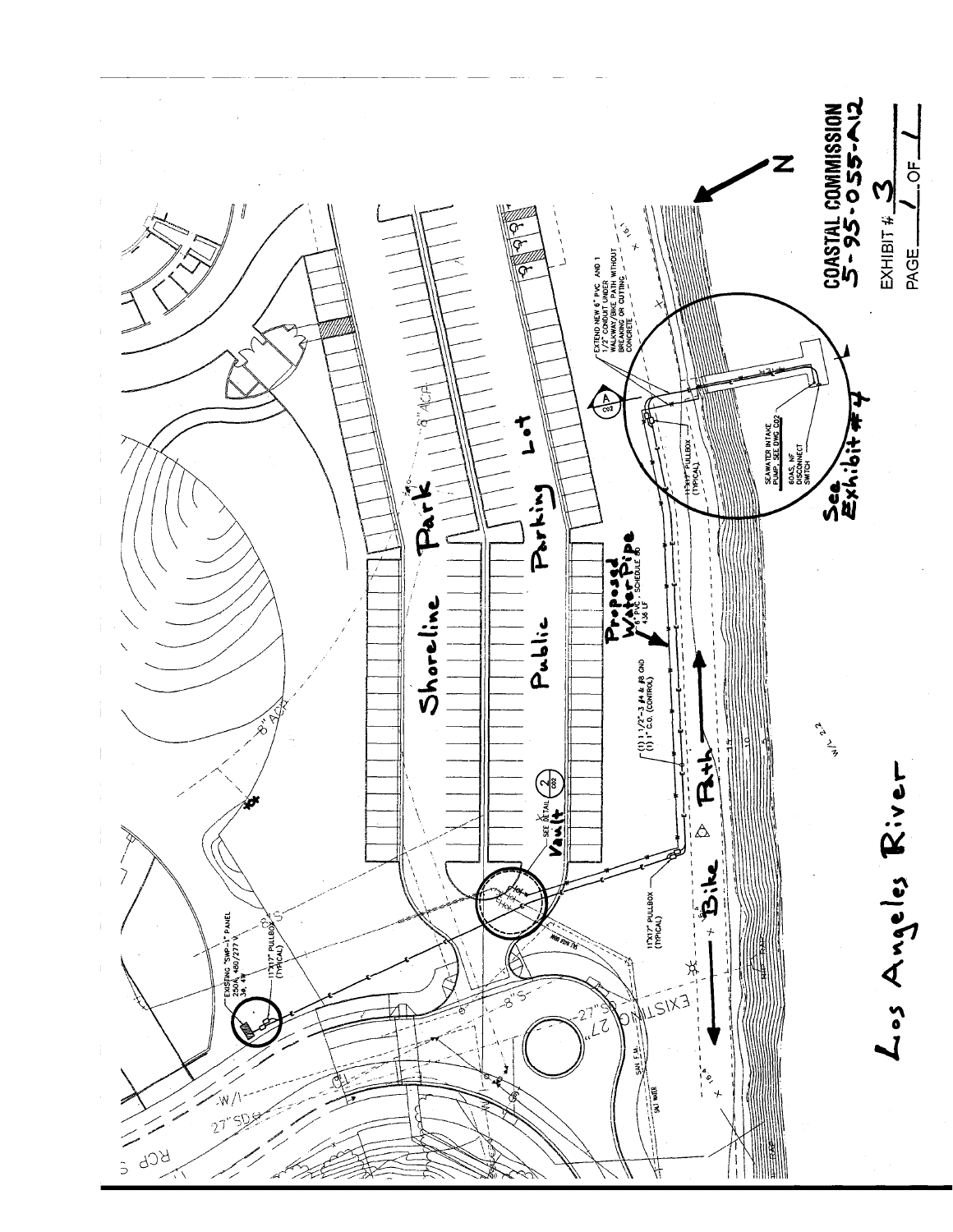COASTAL COMMISSION
5-95-055-A12

EXHIBIT # 3

PAGE 1 OF 1

N

Shoreline Park

Public Parking Lot

Proposed Water Pipe

6" PVC, SCHEDULE 80
436 LF

Bike Path

Los Angeles River

Vault

SEE DETAIL 2 C02

(1) 1 1/2"-3 #4 & #8 GND
(1) 1" C.O. (CONTROL)

EXISTING "SWP-1" PANEL
250A, 480/277 V,
3ϕ, 4W

11"X17" PULLBOX (TYPICAL)

11"X17" PULLBOX (TYPICAL)

11"X17" PULLBOX (TYPICAL)

EXTEND NEW 6" PVC AND 1 1/2" CONDUIT UNDER WALKWAY/BIKE PATH WITHOUT BREAKING OR CUTTING CONCRETE

A C02

SEAWATER INTAKE PUMP, SEE DWG C02

60AS, NF DISCONNECT SWITCH

See Exhibit #4

EXISTING 27"

8" ACP

6" ACP

8" S

27" SD

SAN. F.M.

SALT WATER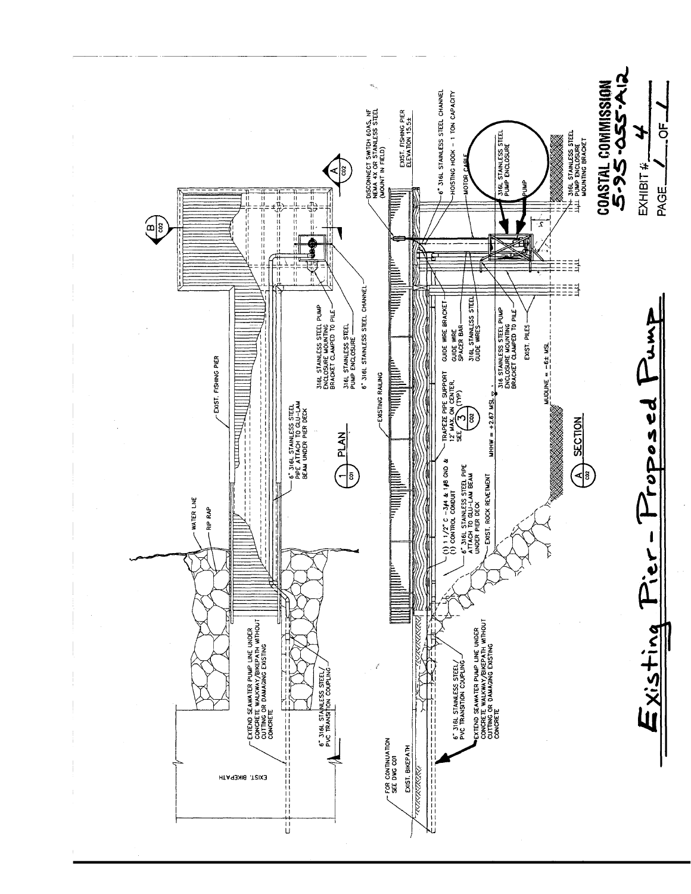COASTAL COMMISSION
5-95-055-A12

EXHIBIT # 4

PAGE 1 OF 1

# Existing Pier - Proposed Pump

1 PLAN
C01

A SECTION
C02

WATER LINE

RIP RAP

EXIST. FISHING PIER

EXIST. BIKEPATH

EXTEND SEAWATER PUMP LINE UNDER CONCRETE WALKWAY/BIKEPATH WITHOUT CUTTING OR DAMAGING EXISTING CONCRETE

6" 316L STAINLESS STEEL/PVC TRANSITION COUPLING

6" 316L STAINLESS STEEL PIPE ATTACH TO GLU-LAM BEAM UNDER PIER DECK

316L STAINLESS STEEL PUMP ENCLOSURE MOUNTING BRACKET CLAMPED TO PILE

316L STAINLESS STEEL PUMP ENCLOSURE

6" 316L STAINLESS STEEL CHANNEL

FOR CONTINUATION SEE DWG C01

EXIST. BIKEPATH

(1) 1 1/2" C -3#4 & 1#8 GND & (1) CONTROL CONDUIT

EXIST. ROCK REVETMENT

EXISTING RAILING

TRAPEZE PIPE SUPPORT 12' MAX. ON CENTER, SEE 3 C02 (TYP)

MHHW = +2.67 MSL

MUDLINE = -6± MSL

GUIDE WIRE BRACKET

GUIDE WIRE SPACER BAR

316L STAINLESS STEEL GUIDE WIRES

EXIST. PILES

DISCONNECT SWITCH 60AS, NF NEMA 4X OR STAINLESS STEEL (MOUNT IN FIELD)

EXIST. FISHING PIER ELEVATION 15.5±

HOISTING HOOK - 1 TON CAPACITY

MOTOR CABLE

316L STAINLESS STEEL PUMP ENCLOSURE

PUMP

316L STAINLESS STEEL PUMP ENCLOSURE MOUNTING BRACKET